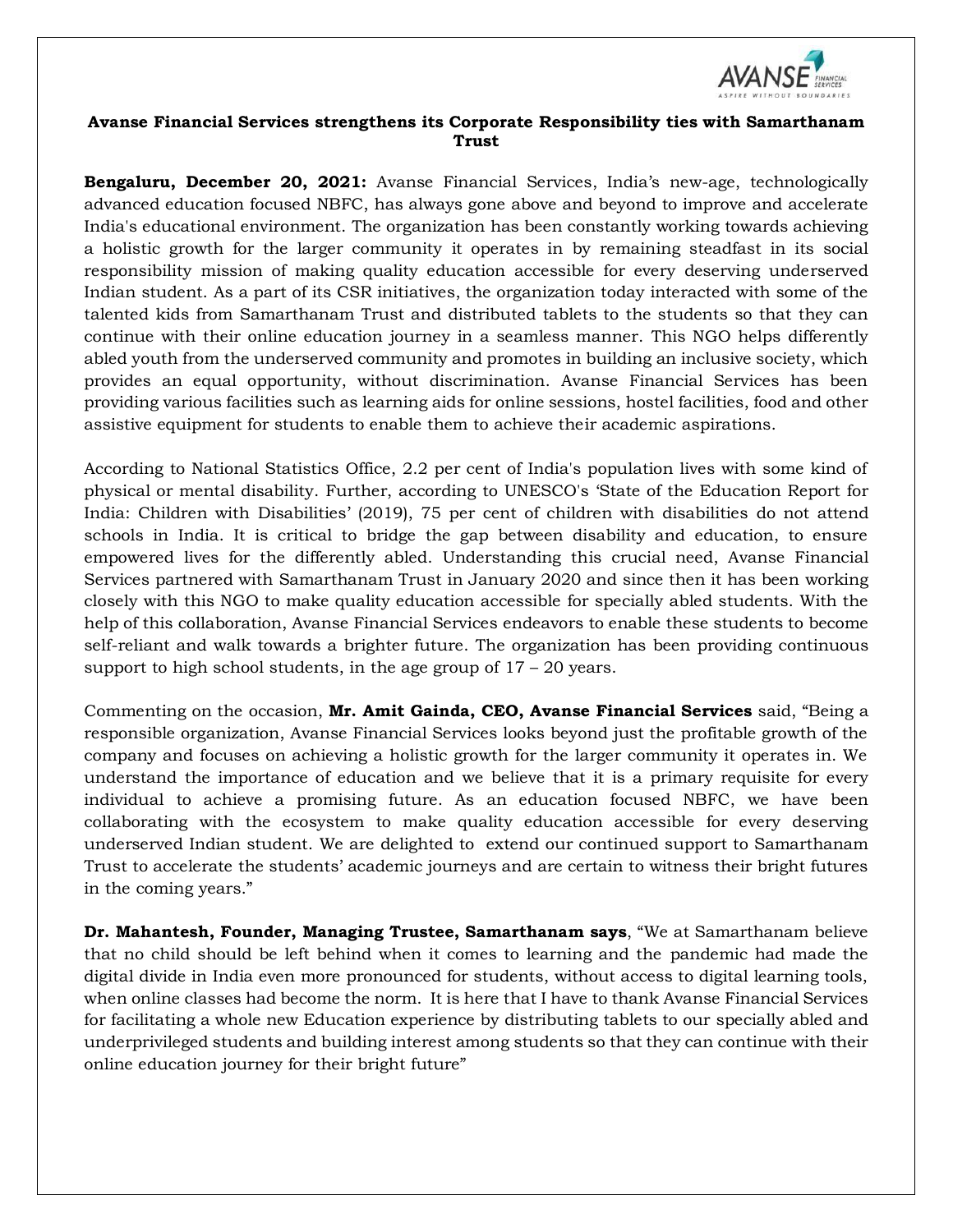# Avanse Financial Services strengthens its Corporate Responsibility ties with Samarthanam Trust

**Bengaluru, December 20, 2021:** Avanse Financial Services, India's new-age, technologically advanced education focused NBFC, has always gone above and beyond to improve and accelerate India's educational environment. The organization has been constantly working towards achieving a holistic growth for the larger community it operates in by remaining steadfast in its social responsibility mission of making quality education accessible for every deserving underserved Indian student. As a part of its CSR initiatives, the organization today interacted with some of the talented kids from Samarthanam Trust and distributed tablets to the students so that they can continue with their online education journey in a seamless manner. This NGO helps differently abled youth from the underserved community and promotes in building an inclusive society, which provides an equal opportunity, without discrimination. Avanse Financial Services has been providing various facilities such as learning aids for online sessions, hostel facilities, food and other assistive equipment for students to enable them to achieve their academic aspirations.

According to National Statistics Office, 2.2 per cent of India's population lives with some kind of physical or mental disability. Further, according to UNESCO's 'State of the Education Report for India: Children with Disabilities' (2019), 75 per cent of children with disabilities do not attend schools in India. It is critical to bridge the gap between disability and education, to ensure empowered lives for the differently abled. Understanding this crucial need, Avanse Financial Services partnered with Samarthanam Trust in January 2020 and since then it has been working closely with this NGO to make quality education accessible for specially abled students. With the help of this collaboration, Avanse Financial Services endeavors to enable these students to become self-reliant and walk towards a brighter future. The organization has been providing continuous support to high school students, in the age group of 17 – 20 years.

Commenting on the occasion, **Mr. Amit Gainda, CEO, Avanse Financial Services** said, "Being a responsible organization, Avanse Financial Services looks beyond just the profitable growth of the company and focuses on achieving a holistic growth for the larger community it operates in. We understand the importance of education and we believe that it is a primary requisite for every individual to achieve a promising future. As an education focused NBFC, we have been collaborating with the ecosystem to make quality education accessible for every deserving underserved Indian student. We are delighted to extend our continued support to Samarthanam Trust to accelerate the students' academic journeys and are certain to witness their bright futures in the coming years."

**Dr. Mahantesh, Founder, Managing Trustee, Samarthanam says**, "We at Samarthanam believe that no child should be left behind when it comes to learning and the pandemic had made the digital divide in India even more pronounced for students, without access to digital learning tools, when online classes had become the norm. It is here that I have to thank Avanse Financial Services for facilitating a whole new Education experience by distributing tablets to our specially abled and underprivileged students and building interest among students so that they can continue with their online education journey for their bright future"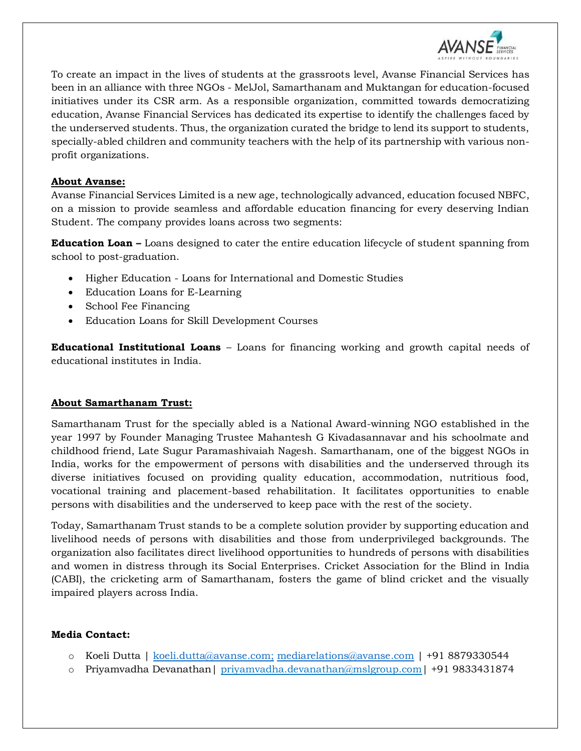To create an impact in the lives of students at the grassroots level, Avanse Financial Services has been in an alliance with three NGOs - MelJol, Samarthanam and Muktangan for education-focused initiatives under its CSR arm. As a responsible organization, committed towards democratizing education, Avanse Financial Services has dedicated its expertise to identify the challenges faced by the underserved students. Thus, the organization curated the bridge to lend its support to students, specially-abled children and community teachers with the help of its partnership with various non-profit organizations.

**About Avanse:**

Avanse Financial Services Limited is a new age, technologically advanced, education focused NBFC, on a mission to provide seamless and affordable education financing for every deserving Indian Student. The company provides loans across two segments:

**Education Loan –** Loans designed to cater the entire education lifecycle of student spanning from school to post-graduation.

- Higher Education - Loans for International and Domestic Studies
- Education Loans for E-Learning
- School Fee Financing
- Education Loans for Skill Development Courses

**Educational Institutional Loans** – Loans for financing working and growth capital needs of educational institutes in India.

**About Samarthanam Trust:**

Samarthanam Trust for the specially abled is a National Award-winning NGO established in the year 1997 by Founder Managing Trustee Mahantesh G Kivadasannavar and his schoolmate and childhood friend, Late Sugur Paramashivaiah Nagesh. Samarthanam, one of the biggest NGOs in India, works for the empowerment of persons with disabilities and the underserved through its diverse initiatives focused on providing quality education, accommodation, nutritious food, vocational training and placement-based rehabilitation. It facilitates opportunities to enable persons with disabilities and the underserved to keep pace with the rest of the society.

Today, Samarthanam Trust stands to be a complete solution provider by supporting education and livelihood needs of persons with disabilities and those from underprivileged backgrounds. The organization also facilitates direct livelihood opportunities to hundreds of persons with disabilities and women in distress through its Social Enterprises. Cricket Association for the Blind in India (CABI), the cricketing arm of Samarthanam, fosters the game of blind cricket and the visually impaired players across India.

**Media Contact:**

- Koeli Dutta | koeli.dutta@avanse.com; mediarelations@avanse.com | +91 8879330544
- Priyamvadha Devanathan| priyamvadha.devanathan@mslgroup.com| +91 9833431874